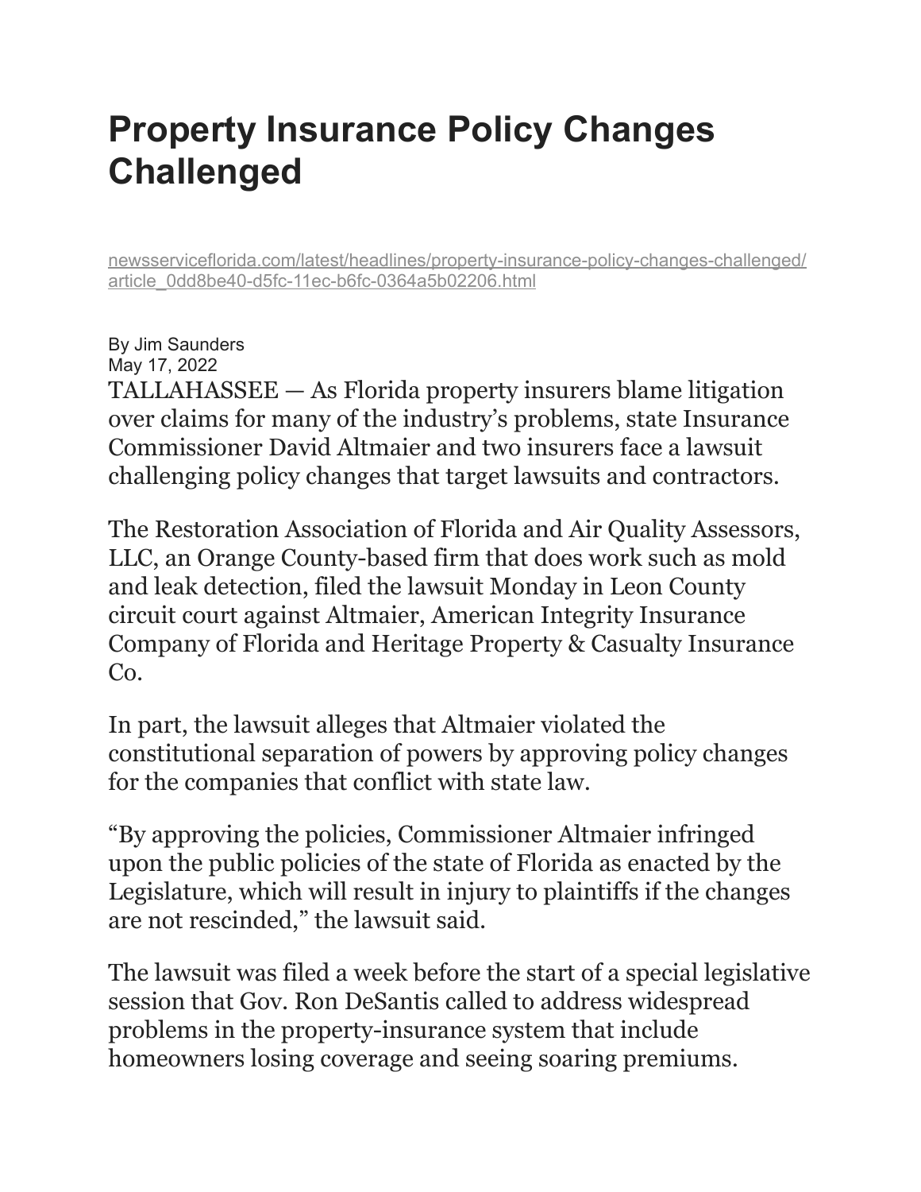# Property Insurance Policy Changes Challenged

newsserviceflorida.com/latest/headlines/property-insurance-policy-changes-challenged/article_0dd8be40-d5fc-11ec-b6fc-0364a5b02206.html

By Jim Saunders
May 17, 2022

TALLAHASSEE — As Florida property insurers blame litigation over claims for many of the industry's problems, state Insurance Commissioner David Altmaier and two insurers face a lawsuit challenging policy changes that target lawsuits and contractors.

The Restoration Association of Florida and Air Quality Assessors, LLC, an Orange County-based firm that does work such as mold and leak detection, filed the lawsuit Monday in Leon County circuit court against Altmaier, American Integrity Insurance Company of Florida and Heritage Property & Casualty Insurance Co.

In part, the lawsuit alleges that Altmaier violated the constitutional separation of powers by approving policy changes for the companies that conflict with state law.

"By approving the policies, Commissioner Altmaier infringed upon the public policies of the state of Florida as enacted by the Legislature, which will result in injury to plaintiffs if the changes are not rescinded," the lawsuit said.

The lawsuit was filed a week before the start of a special legislative session that Gov. Ron DeSantis called to address widespread problems in the property-insurance system that include homeowners losing coverage and seeing soaring premiums.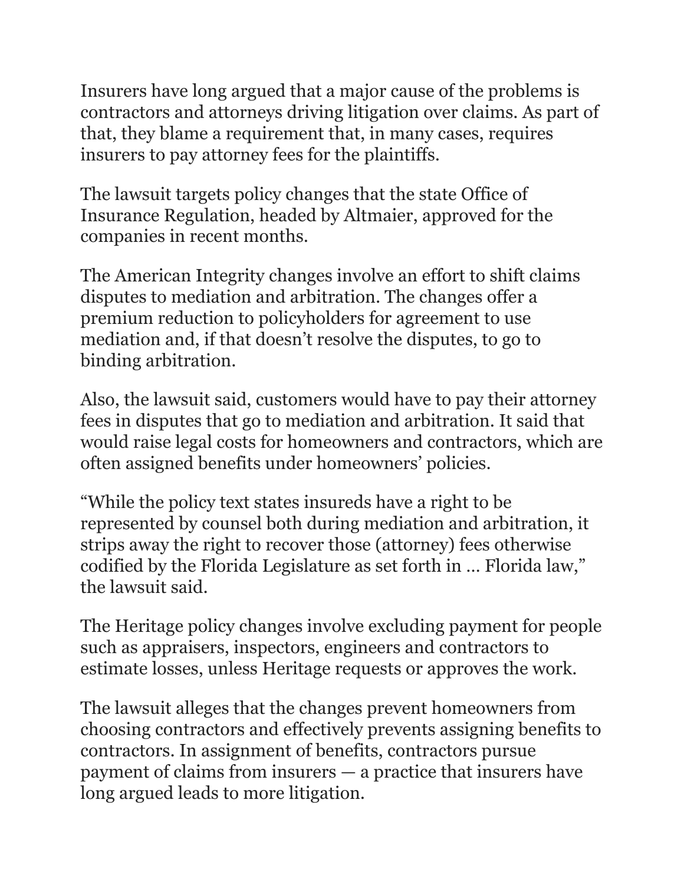Insurers have long argued that a major cause of the problems is contractors and attorneys driving litigation over claims. As part of that, they blame a requirement that, in many cases, requires insurers to pay attorney fees for the plaintiffs.

The lawsuit targets policy changes that the state Office of Insurance Regulation, headed by Altmaier, approved for the companies in recent months.

The American Integrity changes involve an effort to shift claims disputes to mediation and arbitration. The changes offer a premium reduction to policyholders for agreement to use mediation and, if that doesn't resolve the disputes, to go to binding arbitration.

Also, the lawsuit said, customers would have to pay their attorney fees in disputes that go to mediation and arbitration. It said that would raise legal costs for homeowners and contractors, which are often assigned benefits under homeowners' policies.

"While the policy text states insureds have a right to be represented by counsel both during mediation and arbitration, it strips away the right to recover those (attorney) fees otherwise codified by the Florida Legislature as set forth in … Florida law," the lawsuit said.

The Heritage policy changes involve excluding payment for people such as appraisers, inspectors, engineers and contractors to estimate losses, unless Heritage requests or approves the work.

The lawsuit alleges that the changes prevent homeowners from choosing contractors and effectively prevents assigning benefits to contractors. In assignment of benefits, contractors pursue payment of claims from insurers — a practice that insurers have long argued leads to more litigation.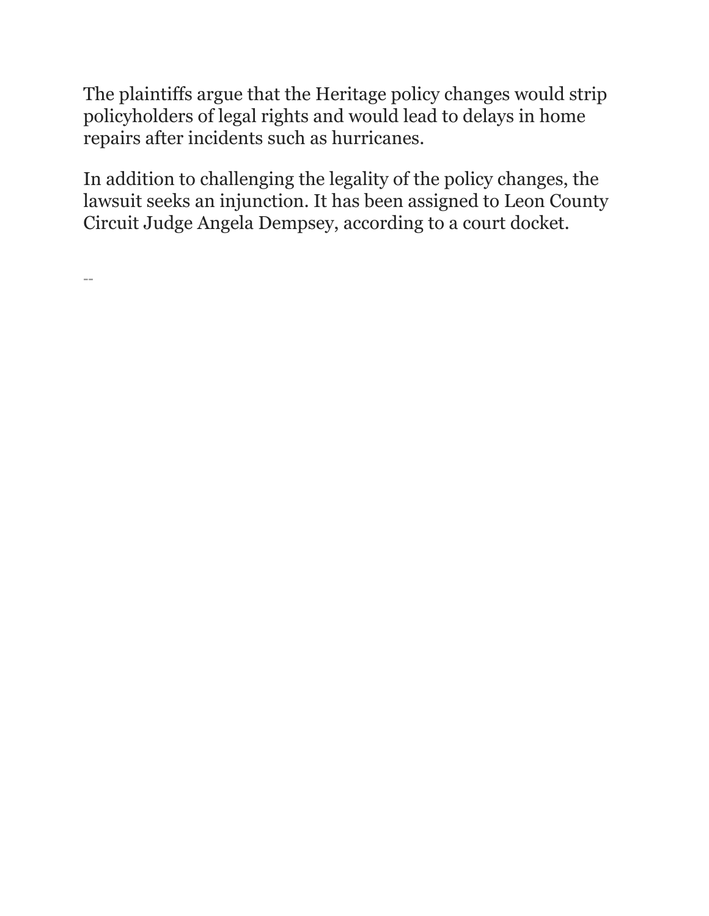The plaintiffs argue that the Heritage policy changes would strip policyholders of legal rights and would lead to delays in home repairs after incidents such as hurricanes.

In addition to challenging the legality of the policy changes, the lawsuit seeks an injunction. It has been assigned to Leon County Circuit Judge Angela Dempsey, according to a court docket.

--